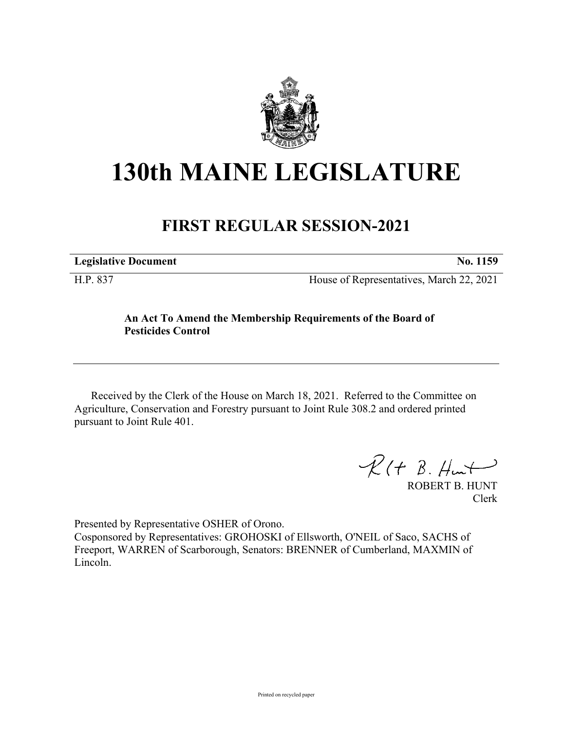# 130th MAINE LEGISLATURE

## FIRST REGULAR SESSION-2021

| **Legislative Document** | **No. 1159** |
|---|---|
| H.P. 837 | House of Representatives, March 22, 2021 |

**An Act To Amend the Membership Requirements of the Board of Pesticides Control**

Received by the Clerk of the House on March 18, 2021. Referred to the Committee on Agriculture, Conservation and Forestry pursuant to Joint Rule 308.2 and ordered printed pursuant to Joint Rule 401.

ROBERT B. HUNT
Clerk

Presented by Representative OSHER of Orono.
Cosponsored by Representatives: GROHOSKI of Ellsworth, O'NEIL of Saco, SACHS of Freeport, WARREN of Scarborough, Senators: BRENNER of Cumberland, MAXMIN of Lincoln.

Printed on recycled paper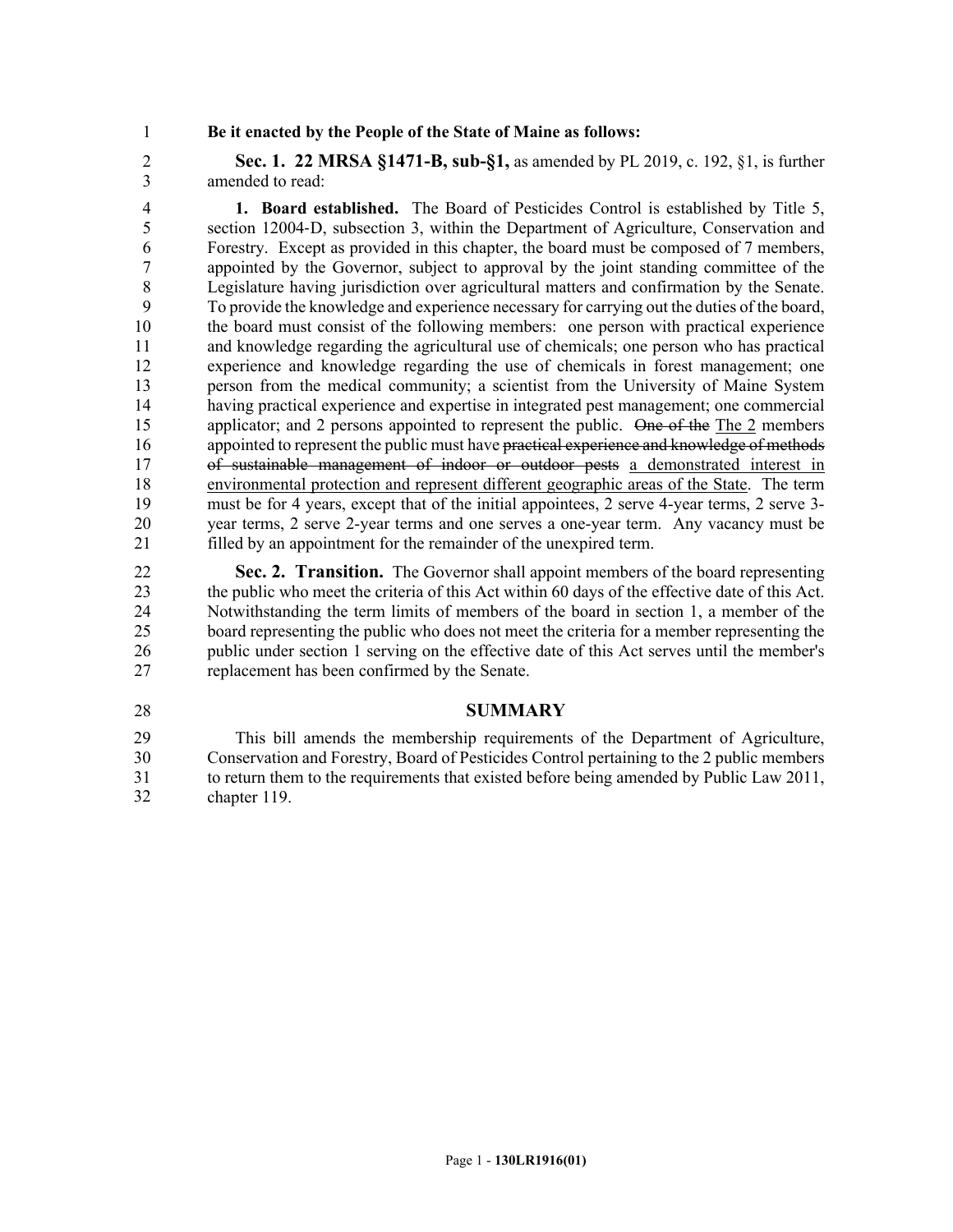**Be it enacted by the People of the State of Maine as follows:**

**Sec. 1. 22 MRSA §1471-B, sub-§1,** as amended by PL 2019, c. 192, §1, is further amended to read:

**1. Board established.** The Board of Pesticides Control is established by Title 5, section 12004-D, subsection 3, within the Department of Agriculture, Conservation and Forestry. Except as provided in this chapter, the board must be composed of 7 members, appointed by the Governor, subject to approval by the joint standing committee of the Legislature having jurisdiction over agricultural matters and confirmation by the Senate. To provide the knowledge and experience necessary for carrying out the duties of the board, the board must consist of the following members: one person with practical experience and knowledge regarding the agricultural use of chemicals; one person who has practical experience and knowledge regarding the use of chemicals in forest management; one person from the medical community; a scientist from the University of Maine System having practical experience and expertise in integrated pest management; one commercial applicator; and 2 persons appointed to represent the public. ~~One of the~~ <u>The 2</u> members appointed to represent the public must have ~~practical experience and knowledge of methods of sustainable management of indoor or outdoor pests~~ <u>a demonstrated interest in environmental protection and represent different geographic areas of the State</u>. The term must be for 4 years, except that of the initial appointees, 2 serve 4-year terms, 2 serve 3-year terms, 2 serve 2-year terms and one serves a one-year term. Any vacancy must be filled by an appointment for the remainder of the unexpired term.

**Sec. 2. Transition.** The Governor shall appoint members of the board representing the public who meet the criteria of this Act within 60 days of the effective date of this Act. Notwithstanding the term limits of members of the board in section 1, a member of the board representing the public who does not meet the criteria for a member representing the public under section 1 serving on the effective date of this Act serves until the member's replacement has been confirmed by the Senate.

## SUMMARY

This bill amends the membership requirements of the Department of Agriculture, Conservation and Forestry, Board of Pesticides Control pertaining to the 2 public members to return them to the requirements that existed before being amended by Public Law 2011, chapter 119.